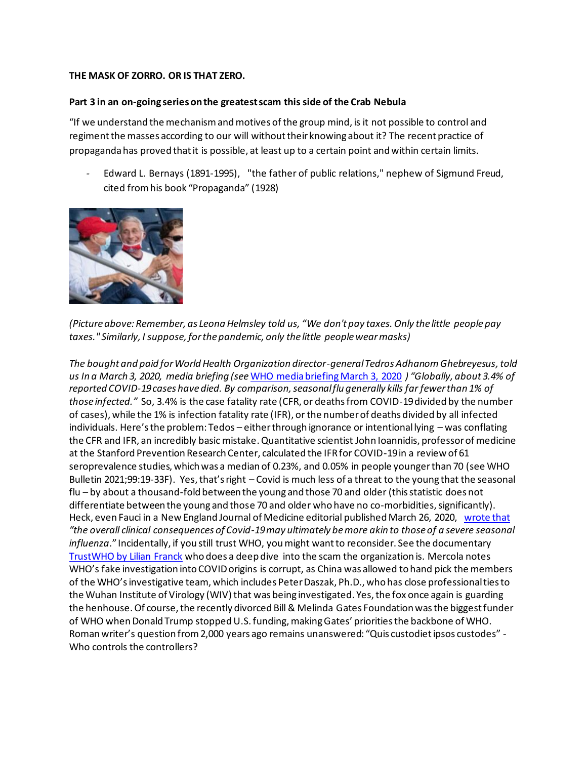**THE MASK OF ZORRO. OR IS THAT ZERO.**

**Part 3 in an on-going series on the greatest scam this side of the Crab Nebula**

"If we understand the mechanism and motives of the group mind, is it not possible to control and regiment the masses according to our will without their knowing about it? The recent practice of propaganda has proved that it is possible, at least up to a certain point and within certain limits.

- Edward L. Bernays (1891-1995), "the father of public relations," nephew of Sigmund Freud, cited from his book "Propaganda" (1928)

*(Picture above: Remember, as Leona Helmsley told us, "We don't pay taxes. Only the little people pay taxes." Similarly, I suppose, for the pandemic, only the little people wear masks)*

*The bought and paid for World Health Organization director-general Tedros Adhanom Ghebreyesus, told us In a March 3, 2020, media briefing (see* [WHO media briefing March 3, 2020](#) *) "Globally, about 3.4% of reported COVID-19 cases have died. By comparison, seasonal flu generally kills far fewer than 1% of those infected."* So, 3.4% is the case fatality rate (CFR, or deaths from COVID-19 divided by the number of cases), while the 1% is infection fatality rate (IFR), or the number of deaths divided by all infected individuals. Here's the problem: Tedos – either through ignorance or intentional lying – was conflating the CFR and IFR, an incredibly basic mistake. Quantitative scientist John Ioannidis, professor of medicine at the Stanford Prevention Research Center, calculated the IFR for COVID-19 in a review of 61 seroprevalence studies, which was a median of 0.23%, and 0.05% in people younger than 70 (see WHO Bulletin 2021;99:19-33F). Yes, that's right – Covid is much less of a threat to the young that the seasonal flu – by about a thousand-fold between the young and those 70 and older (this statistic does not differentiate between the young and those 70 and older who have no co-morbidities, significantly). Heck, even Fauci in a New England Journal of Medicine editorial published March 26, 2020, [wrote that](#) *"the overall clinical consequences of Covid-19 may ultimately be more akin to those of a severe seasonal influenza."* Incidentally, if you still trust WHO, you might want to reconsider. See the documentary [TrustWHO by Lilian Franck](#) who does a deep dive into the scam the organization is. Mercola notes WHO's fake investigation into COVID origins is corrupt, as China was allowed to hand pick the members of the WHO's investigative team, which includes Peter Daszak, Ph.D., who has close professional ties to the Wuhan Institute of Virology (WIV) that was being investigated. Yes, the fox once again is guarding the henhouse. Of course, the recently divorced Bill & Melinda Gates Foundation was the biggest funder of WHO when Donald Trump stopped U.S. funding, making Gates' priorities the backbone of WHO. Roman writer's question from 2,000 years ago remains unanswered: "Quis custodiet ipsos custodes" - Who controls the controllers?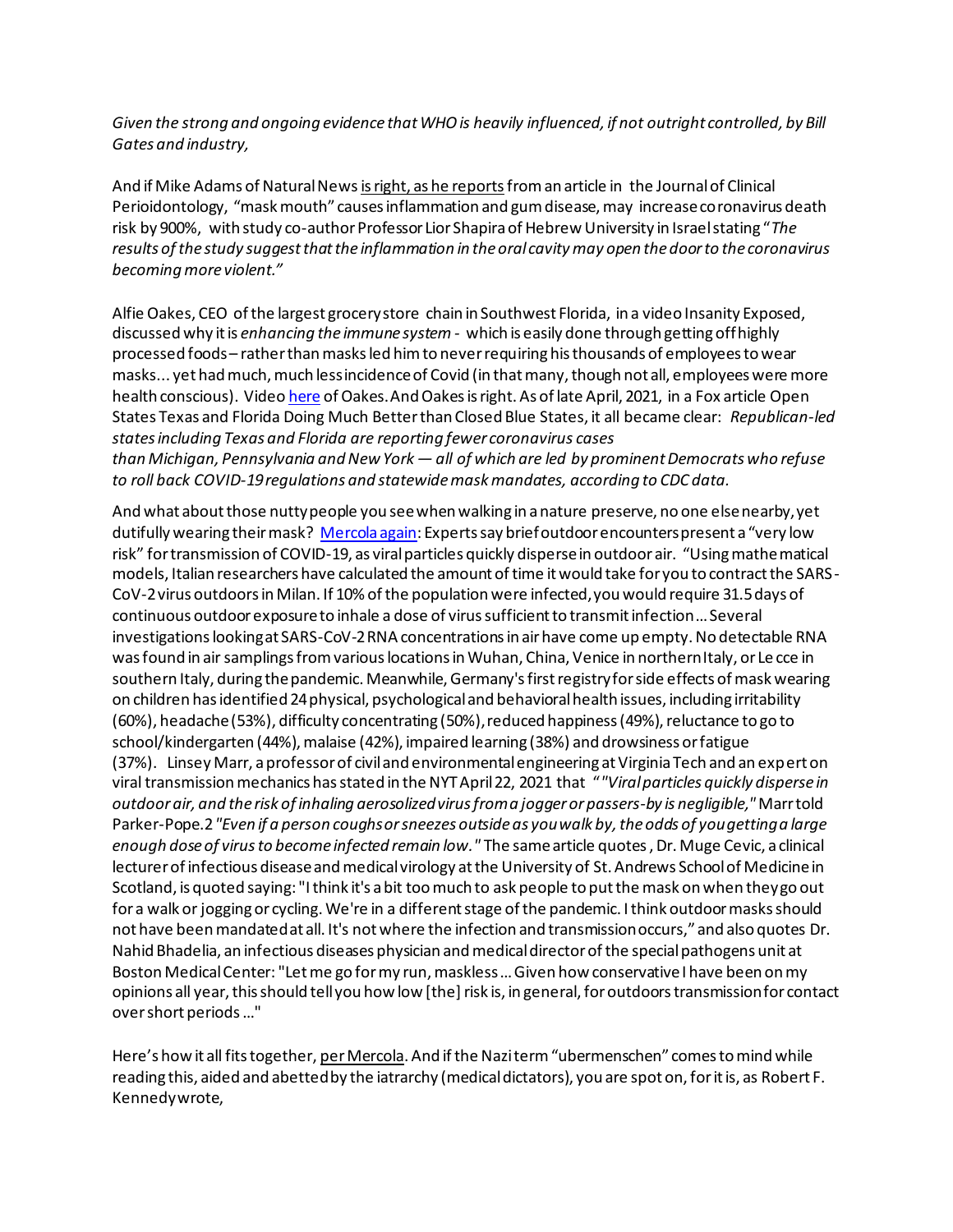*Given the strong and ongoing evidence that WHO is heavily influenced, if not outright controlled, by Bill Gates and industry,*

And if Mike Adams of NaturalNews is right, as he reports from an article in the Journal of Clinical Perioidontology, "mask mouth" causes inflammation and gum disease, may increase coronavirus death risk by 900%, with study co-author Professor Lior Shapira of Hebrew University in Israel stating "*The results of the study suggest that the inflammation in the oral cavity may open the door to the coronavirus becoming more violent."*

Alfie Oakes, CEO of the largest grocery store chain in Southwest Florida, in a video Insanity Exposed, discussed why it is *enhancing the immune system* - which is easily done through getting off highly processed foods – rather than masks led him to never requiring his thousands of employees to wear masks... yet had much, much less incidence of Covid (in that many, though not all, employees were more health conscious). Video here of Oakes. And Oakes is right. As of late April, 2021, in a Fox article Open States Texas and Florida Doing Much Better than Closed Blue States, it all became clear: *Republican-led states including Texas and Florida are reporting fewer coronavirus cases than Michigan, Pennsylvania and New York — all of which are led by prominent Democrats who refuse to roll back COVID-19 regulations and statewide mask mandates, according to CDC data.*

And what about those nutty people you see when walking in a nature preserve, no one else nearby, yet dutifully wearing their mask? Mercola again: Experts say brief outdoor encounters present a "very low risk" for transmission of COVID-19, as viral particles quickly disperse in outdoor air. "Using mathematical models, Italian researchers have calculated the amount of time it would take for you to contract the SARS-CoV-2 virus outdoors in Milan. If 10% of the population were infected, you would require 31.5 days of continuous outdoor exposure to inhale a dose of virus sufficient to transmit infection… Several investigations looking at SARS-CoV-2 RNA concentrations in air have come up empty. No detectable RNA was found in air samplings from various locations in Wuhan, China, Venice in northern Italy, or Le cce in southern Italy, during the pandemic. Meanwhile, Germany's first registry for side effects of mask wearing on children has identified 24 physical, psychological and behavioral health issues, including irritability (60%), headache (53%), difficulty concentrating (50%), reduced happiness (49%), reluctance to go to school/kindergarten (44%), malaise (42%), impaired learning (38%) and drowsiness or fatigue (37%). Linsey Marr, a professor of civil and environmental engineering at Virginia Tech and an expert on viral transmission mechanics has stated in the NYT April 22, 2021 that ""*Viral particles quickly disperse in outdoor air, and the risk of inhaling aerosolized virus from a jogger or passers-by is negligible,"* Marr told Parker-Pope.2 *"Even if a person coughs or sneezes outside as you walk by, the odds of you getting a large enough dose of virus to become infected remain low."* The same article quotes, Dr. Muge Cevic, a clinical lecturer of infectious disease and medical virology at the University of St. Andrews School of Medicine in Scotland, is quoted saying: "I think it's a bit too much to ask people to put the mask on when they go out for a walk or jogging or cycling. We're in a different stage of the pandemic. I think outdoor masks should not have been mandated at all. It's not where the infection and transmission occurs," and also quotes Dr. Nahid Bhadelia, an infectious diseases physician and medical director of the special pathogens unit at Boston Medical Center: "Let me go for my run, maskless… Given how conservative I have been on my opinions all year, this should tell you how low [the] risk is, in general, for outdoors transmission for contact over short periods…"

Here's how it all fits together, per Mercola. And if the Nazi term "ubermenschen" comes to mind while reading this, aided and abetted by the iatrarchy (medical dictators), you are spot on, for it is, as Robert F. Kennedy wrote,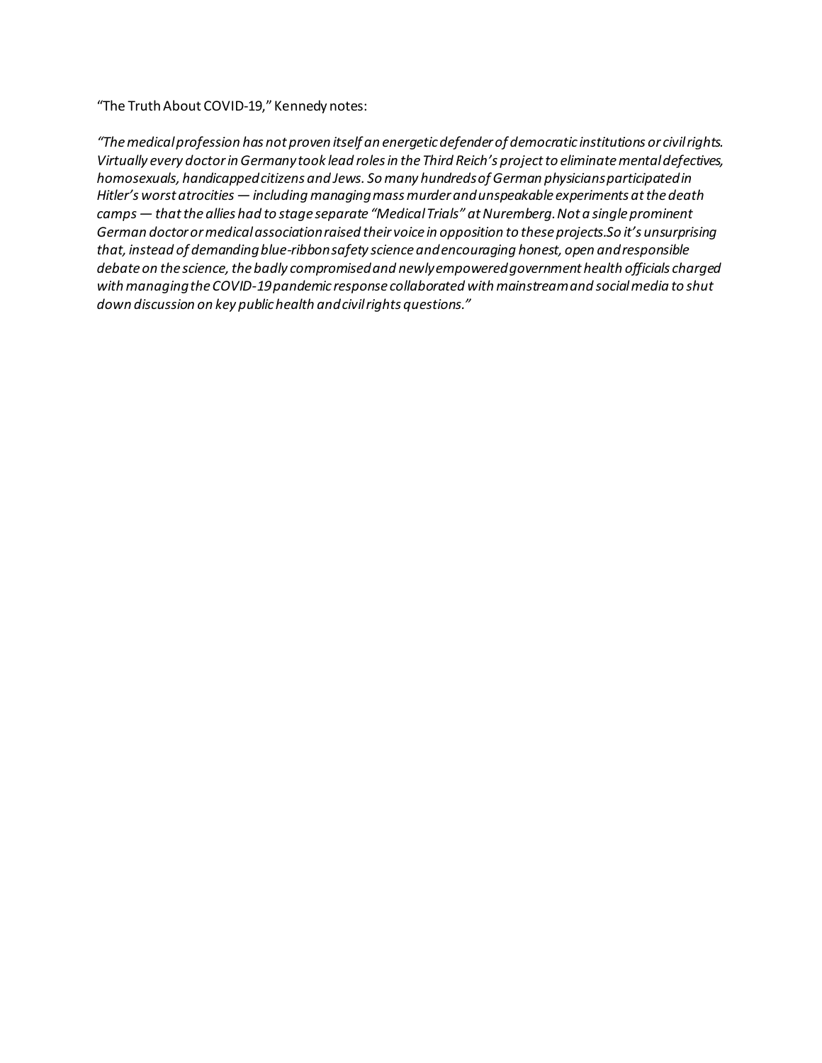"The Truth About COVID-19," Kennedy notes:

*"The medical profession has not proven itself an energetic defender of democratic institutions or civil rights. Virtually every doctor in Germany took lead roles in the Third Reich's project to eliminate mental defectives, homosexuals, handicapped citizens and Jews. So many hundreds of German physicians participated in Hitler's worst atrocities — including managing mass murder and unspeakable experiments at the death camps — that the allies had to stage separate "Medical Trials" at Nuremberg. Not a single prominent German doctor or medical association raised their voice in opposition to these projects.So it's unsurprising that, instead of demanding blue-ribbon safety science and encouraging honest, open and responsible debate on the science, the badly compromised and newly empowered government health officials charged with managing the COVID-19 pandemic response collaborated with mainstream and social media to shut down discussion on key public health and civil rights questions."*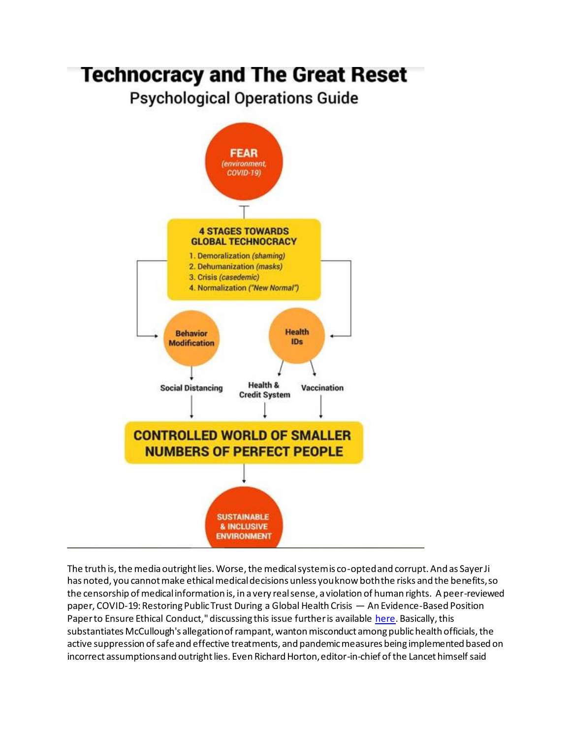# Technocracy and The Great Reset

## Psychological Operations Guide

**FEAR**
*(environment, COVID-19)*

**4 STAGES TOWARDS GLOBAL TECHNOCRACY**

1. Demoralization *(shaming)*
2. Dehumanization *(masks)*
3. Crisis *(casedemic)*
4. Normalization *("New Normal")*

**Behavior Modification**

**Health IDs**

Social Distancing

Health & Credit System

Vaccination

**CONTROLLED WORLD OF SMALLER NUMBERS OF PERFECT PEOPLE**

**SUSTAINABLE & INCLUSIVE ENVIRONMENT**

---

The truth is, the media outright lies. Worse, the medical system is co-opted and corrupt. And as Sayer Ji has noted, you cannot make ethical medical decisions unless you know both the risks and the benefits, so the censorship of medical information is, in a very real sense, a violation of human rights. A peer-reviewed paper, COVID-19: Restoring Public Trust During a Global Health Crisis — An Evidence-Based Position Paper to Ensure Ethical Conduct," discussing this issue further is available here. Basically, this substantiates McCullough's allegation of rampant, wanton misconduct among public health officials, the active suppression of safe and effective treatments, and pandemic measures being implemented based on incorrect assumptions and outright lies. Even Richard Horton, editor-in-chief of the Lancet himself said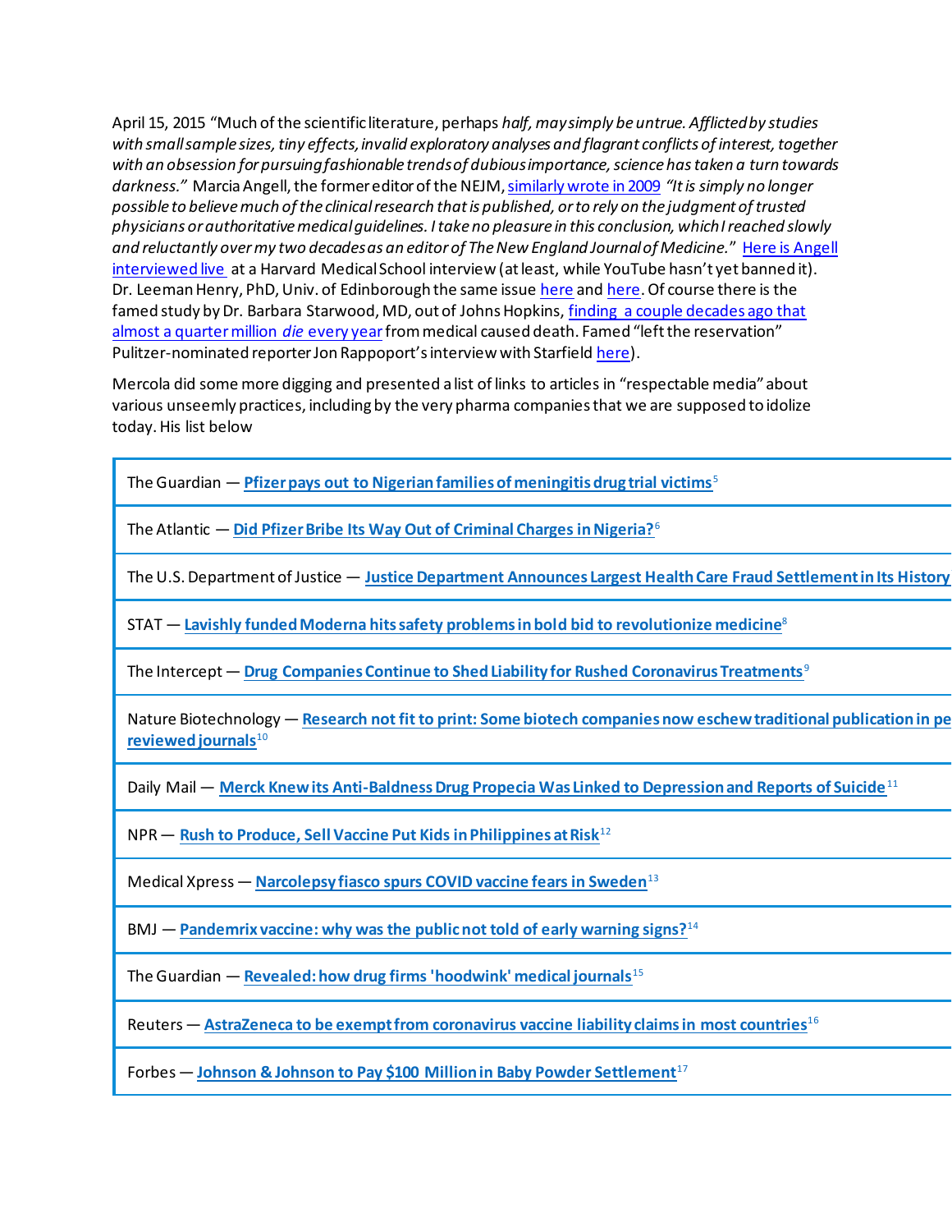April 15, 2015 "Much of the scientific literature, perhaps *half, may simply be untrue. Afflicted by studies with small sample sizes, tiny effects, invalid exploratory analyses and flagrant conflicts of interest, together with an obsession for pursuing fashionable trends of dubious importance, science has taken a turn towards darkness."* Marcia Angell, the former editor of the NEJM, similarly wrote in 2009 *"It is simply no longer possible to believe much of the clinical research that is published, or to rely on the judgment of trusted physicians or authoritative medical guidelines. I take no pleasure in this conclusion, which I reached slowly and reluctantly over my two decades as an editor of The New England Journal of Medicine."* Here is Angell interviewed live at a Harvard Medical School interview (at least, while YouTube hasn't yet banned it). Dr. Leeman Henry, PhD, Univ. of Edinborough the same issue here and here. Of course there is the famed study by Dr. Barbara Starwood, MD, out of Johns Hopkins, finding a couple decades ago that almost a quarter million *die* every year from medical caused death. Famed "left the reservation" Pulitzer-nominated reporter Jon Rappoport's interview with Starfield here).

Mercola did some more digging and presented a list of links to articles in "respectable media" about various unseemly practices, including by the very pharma companies that we are supposed to idolize today. His list below

The Guardian — **Pfizer pays out to Nigerian families of meningitis drug trial victims**[5]

The Atlantic — **Did Pfizer Bribe Its Way Out of Criminal Charges in Nigeria?**[6]

The U.S. Department of Justice — **Justice Department Announces Largest Health Care Fraud Settlement in Its History**

STAT — **Lavishly funded Moderna hits safety problems in bold bid to revolutionize medicine**[8]

The Intercept — **Drug Companies Continue to Shed Liability for Rushed Coronavirus Treatments**[9]

Nature Biotechnology — **Research not fit to print: Some biotech companies now eschew traditional publication in pe reviewed journals**[10]

Daily Mail — **Merck Knew its Anti-Baldness Drug Propecia Was Linked to Depression and Reports of Suicide**[11]

NPR — **Rush to Produce, Sell Vaccine Put Kids in Philippines at Risk**[12]

Medical Xpress — **Narcolepsy fiasco spurs COVID vaccine fears in Sweden**[13]

BMJ — **Pandemrix vaccine: why was the public not told of early warning signs?**[14]

The Guardian — **Revealed: how drug firms 'hoodwink' medical journals**[15]

Reuters — **AstraZeneca to be exempt from coronavirus vaccine liability claims in most countries**[16]

Forbes — **Johnson & Johnson to Pay $100 Million in Baby Powder Settlement**[17]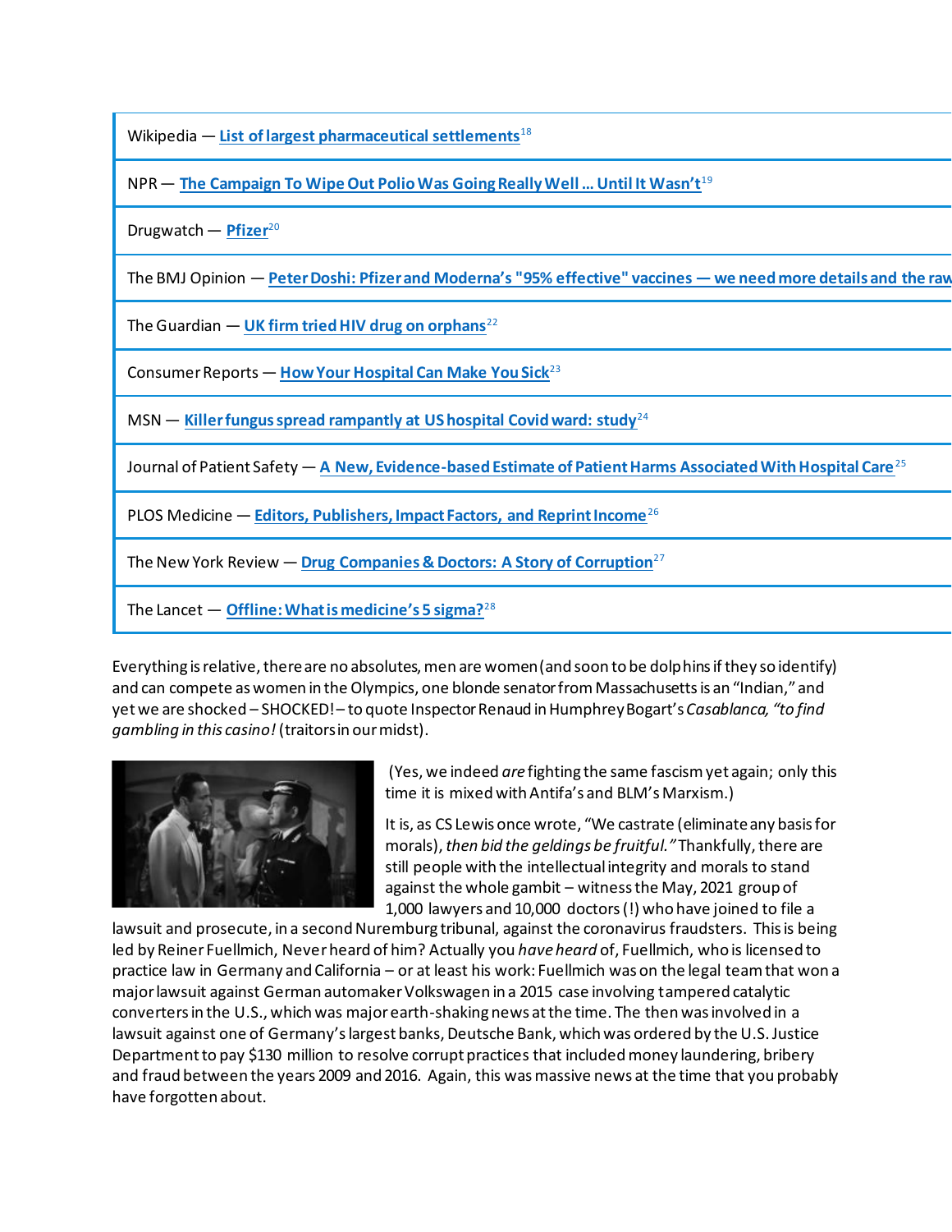| |
|---|
| Wikipedia — **List of largest pharmaceutical settlements**[18] |
| NPR — **The Campaign To Wipe Out Polio Was Going Really Well ... Until It Wasn't**[19] |
| Drugwatch — **Pfizer**[20] |
| The BMJ Opinion — **Peter Doshi: Pfizer and Moderna's "95% effective" vaccines — we need more details and the raw** |
| The Guardian — **UK firm tried HIV drug on orphans**[22] |
| Consumer Reports — **How Your Hospital Can Make You Sick**[23] |
| MSN — **Killer fungus spread rampantly at US hospital Covid ward: study**[24] |
| Journal of Patient Safety — **A New, Evidence-based Estimate of Patient Harms Associated With Hospital Care**[25] |
| PLOS Medicine — **Editors, Publishers, Impact Factors, and Reprint Income**[26] |
| The New York Review — **Drug Companies & Doctors: A Story of Corruption**[27] |
| The Lancet — **Offline: What is medicine's 5 sigma?**[28] |

Everything is relative, there are no absolutes, men are women (and soon to be dolphins if they so identify) and can compete as women in the Olympics, one blonde senator from Massachusetts is an "Indian," and yet we are shocked – SHOCKED! – to quote Inspector Renaud in Humphrey Bogart's *Casablanca, "to find gambling in this casino!* (traitors in our midst).

(Yes, we indeed *are* fighting the same fascism yet again; only this time it is mixed with Antifa's and BLM's Marxism.)

It is, as CS Lewis once wrote, "We castrate (eliminate any basis for morals), *then bid the geldings be fruitful."* Thankfully, there are still people with the intellectual integrity and morals to stand against the whole gambit – witness the May, 2021 group of 1,000 lawyers and 10,000 doctors (!) who have joined to file a lawsuit and prosecute, in a second Nuremburg tribunal, against the coronavirus fraudsters. This is being led by Reiner Fuellmich, Never heard of him? Actually you *have heard* of, Fuellmich, who is licensed to practice law in Germany and California – or at least his work: Fuellmich was on the legal team that won a major lawsuit against German automaker Volkswagen in a 2015 case involving tampered catalytic converters in the U.S., which was major earth-shaking news at the time. The then was involved in a lawsuit against one of Germany's largest banks, Deutsche Bank, which was ordered by the U.S. Justice Department to pay $130 million to resolve corrupt practices that included money laundering, bribery and fraud between the years 2009 and 2016. Again, this was massive news at the time that you probably have forgotten about.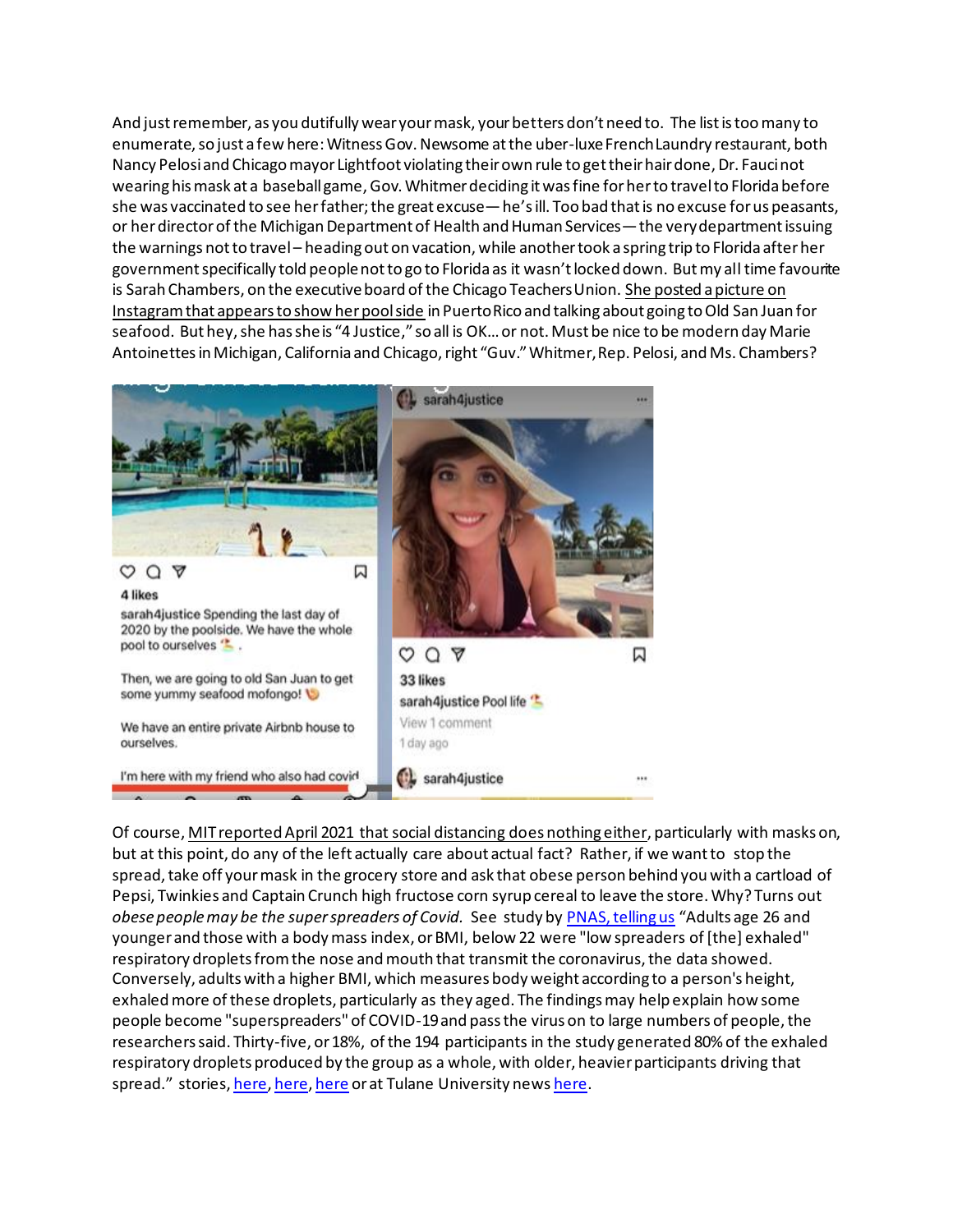And just remember, as you dutifully wear your mask, your betters don't need to. The list is too many to enumerate, so just a few here: Witness Gov. Newsome at the uber-luxe French Laundry restaurant, both Nancy Pelosi and Chicago mayor Lightfoot violating their own rule to get their hair done, Dr. Fauci not wearing his mask at a baseball game, Gov. Whitmer deciding it was fine for her to travel to Florida before she was vaccinated to see her father; the great excuse— he's ill. Too bad that is no excuse for us peasants, or her director of the Michigan Department of Health and Human Services— the very department issuing the warnings not to travel – heading out on vacation, while another took a spring trip to Florida after her government specifically told people not to go to Florida as it wasn't locked down. But my all time favourite is Sarah Chambers, on the executive board of the Chicago Teachers Union. She posted a picture on Instagram that appears to show her pool side in Puerto Rico and talking about going to Old San Juan for seafood. But hey, she has she is "4 Justice," so all is OK… or not. Must be nice to be modern day Marie Antoinettes in Michigan, California and Chicago, right "Guv." Whitmer, Rep. Pelosi, and Ms. Chambers?

Of course, MIT reported April 2021 that social distancing does nothing either, particularly with masks on, but at this point, do any of the left actually care about actual fact? Rather, if we want to stop the spread, take off your mask in the grocery store and ask that obese person behind you with a cartload of Pepsi, Twinkies and Captain Crunch high fructose corn syrup cereal to leave the store. Why? Turns out *obese people may be the super spreaders of Covid.* See study by PNAS, telling us "Adults age 26 and younger and those with a body mass index, or BMI, below 22 were "low spreaders of [the] exhaled" respiratory droplets from the nose and mouth that transmit the coronavirus, the data showed. Conversely, adults with a higher BMI, which measures body weight according to a person's height, exhaled more of these droplets, particularly as they aged. The findings may help explain how some people become "superspreaders" of COVID-19 and pass the virus on to large numbers of people, the researchers said. Thirty-five, or 18%, of the 194 participants in the study generated 80% of the exhaled respiratory droplets produced by the group as a whole, with older, heavier participants driving that spread." stories, here, here, here or at Tulane University news here.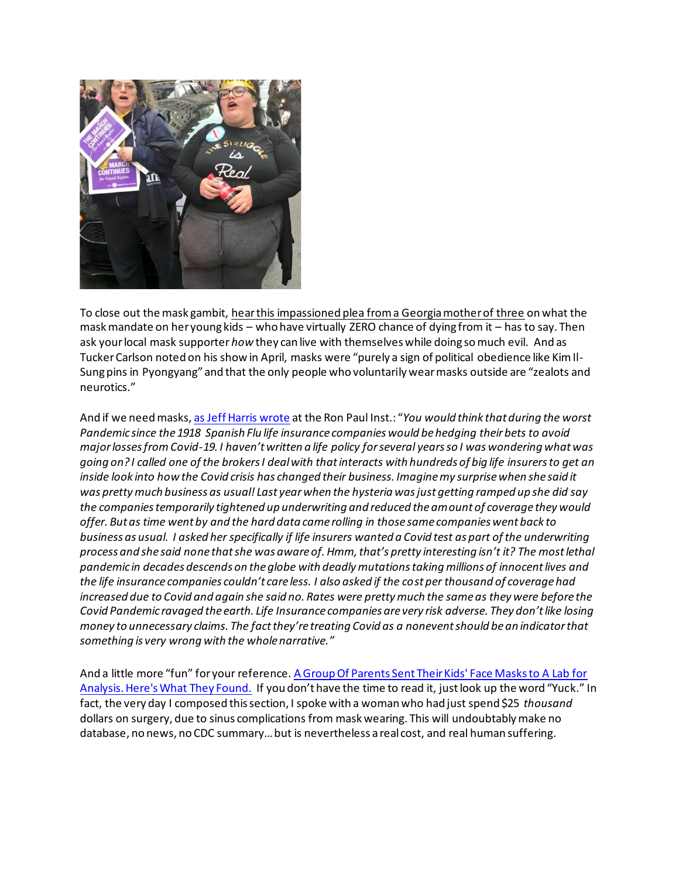To close out the mask gambit, hear this impassioned plea from a Georgia mother of three on what the mask mandate on her young kids – who have virtually ZERO chance of dying from it – has to say. Then ask your local mask supporter *how* they can live with themselves while doing so much evil. And as Tucker Carlson noted on his show in April, masks were "purely a sign of political obedience like Kim Il-Sung pins in Pyongyang" and that the only people who voluntarily wear masks outside are "zealots and neurotics."

And if we need masks, as Jeff Harris wrote at the Ron Paul Inst.: "*You would think that during the worst Pandemic since the 1918 Spanish Flu life insurance companies would be hedging their bets to avoid major losses from Covid-19. I haven't written a life policy for several years so I was wondering what was going on? I called one of the brokers I deal with that interacts with hundreds of big life insurers to get an inside look into how the Covid crisis has changed their business. Imagine my surprise when she said it was pretty much business as usual! Last year when the hysteria was just getting ramped up she did say the companies temporarily tightened up underwriting and reduced the amount of coverage they would offer. But as time went by and the hard data came rolling in those same companies went back to business as usual. I asked her specifically if life insurers wanted a Covid test as part of the underwriting process and she said none that she was aware of. Hmm, that's pretty interesting isn't it? The most lethal pandemic in decades descends on the globe with deadly mutations taking millions of innocent lives and the life insurance companies couldn't care less. I also asked if the cost per thousand of coverage had increased due to Covid and again she said no. Rates were pretty much the same as they were before the Covid Pandemic ravaged the earth. Life Insurance companies are very risk adverse. They don't like losing money to unnecessary claims. The fact they're treating Covid as a nonevent should be an indicator that something is very wrong with the whole narrative.*"

And a little more "fun" for your reference. A Group Of Parents Sent Their Kids' Face Masks to A Lab for Analysis. Here's What They Found. If you don't have the time to read it, just look up the word "Yuck." In fact, the very day I composed this section, I spoke with a woman who had just spend $25 *thousand* dollars on surgery, due to sinus complications from mask wearing. This will undoubtably make no database, no news, no CDC summary… but is nevertheless a real cost, and real human suffering.